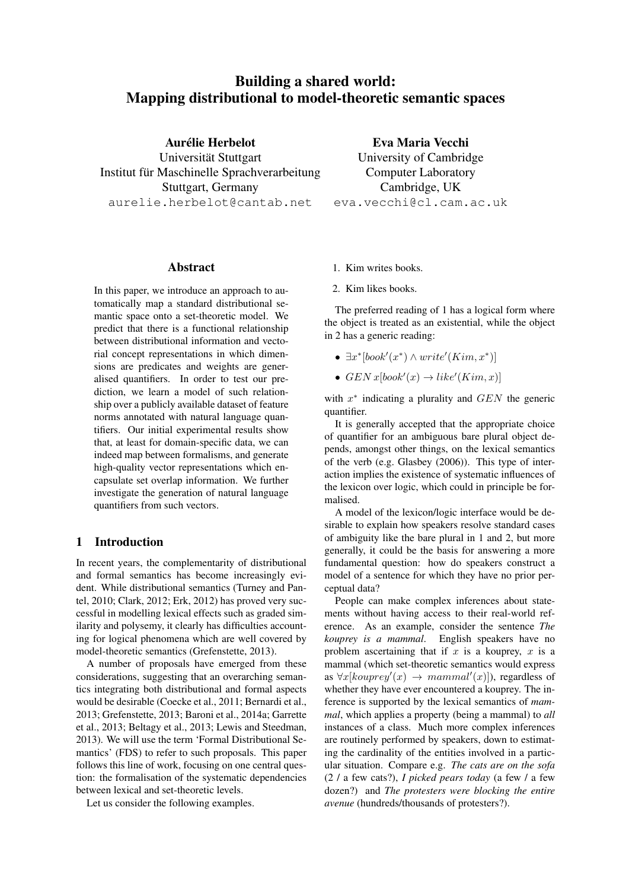# Building a shared world: Mapping distributional to model-theoretic semantic spaces

**Aurélie Herbelot**
Universität Stuttgart
Institut für Maschinelle Sprachverarbeitung
Stuttgart, Germany
aurelie.herbelot@cantab.net

**Eva Maria Vecchi**
University of Cambridge
Computer Laboratory
Cambridge, UK
eva.vecchi@cl.cam.ac.uk

## Abstract

In this paper, we introduce an approach to automatically map a standard distributional semantic space onto a set-theoretic model. We predict that there is a functional relationship between distributional information and vectorial concept representations in which dimensions are predicates and weights are generalised quantifiers. In order to test our prediction, we learn a model of such relationship over a publicly available dataset of feature norms annotated with natural language quantifiers. Our initial experimental results show that, at least for domain-specific data, we can indeed map between formalisms, and generate high-quality vector representations which encapsulate set overlap information. We further investigate the generation of natural language quantifiers from such vectors.

## 1 Introduction

In recent years, the complementarity of distributional and formal semantics has become increasingly evident. While distributional semantics (Turney and Pantel, 2010; Clark, 2012; Erk, 2012) has proved very successful in modelling lexical effects such as graded similarity and polysemy, it clearly has difficulties accounting for logical phenomena which are well covered by model-theoretic semantics (Grefenstette, 2013).

A number of proposals have emerged from these considerations, suggesting that an overarching semantics integrating both distributional and formal aspects would be desirable (Coecke et al., 2011; Bernardi et al., 2013; Grefenstette, 2013; Baroni et al., 2014a; Garrette et al., 2013; Beltagy et al., 2013; Lewis and Steedman, 2013). We will use the term 'Formal Distributional Semantics' (FDS) to refer to such proposals. This paper follows this line of work, focusing on one central question: the formalisation of the systematic dependencies between lexical and set-theoretic levels.

Let us consider the following examples.

1. Kim writes books.
2. Kim likes books.

The preferred reading of 1 has a logical form where the object is treated as an existential, while the object in 2 has a generic reading:

- $\exists x^{*}[book'(x^{*}) \wedge write'(Kim, x^{*})]$
- $GEN\, x[book'(x) \rightarrow like'(Kim, x)]$

with $x^{*}$ indicating a plurality and $GEN$ the generic quantifier.

It is generally accepted that the appropriate choice of quantifier for an ambiguous bare plural object depends, amongst other things, on the lexical semantics of the verb (e.g. Glasbey (2006)). This type of interaction implies the existence of systematic influences of the lexicon over logic, which could in principle be formalised.

A model of the lexicon/logic interface would be desirable to explain how speakers resolve standard cases of ambiguity like the bare plural in 1 and 2, but more generally, it could be the basis for answering a more fundamental question: how do speakers construct a model of a sentence for which they have no prior perceptual data?

People can make complex inferences about statements without having access to their real-world reference. As an example, consider the sentence *The kouprey is a mammal*. English speakers have no problem ascertaining that if $x$ is a kouprey, $x$ is a mammal (which set-theoretic semantics would express as $\forall x[kouprey'(x) \rightarrow mammal'(x)]$), regardless of whether they have ever encountered a kouprey. The inference is supported by the lexical semantics of *mammal*, which applies a property (being a mammal) to *all* instances of a class. Much more complex inferences are routinely performed by speakers, down to estimating the cardinality of the entities involved in a particular situation. Compare e.g. *The cats are on the sofa* (2 / a few cats?), *I picked pears today* (a few / a few dozen?) and *The protesters were blocking the entire avenue* (hundreds/thousands of protesters?).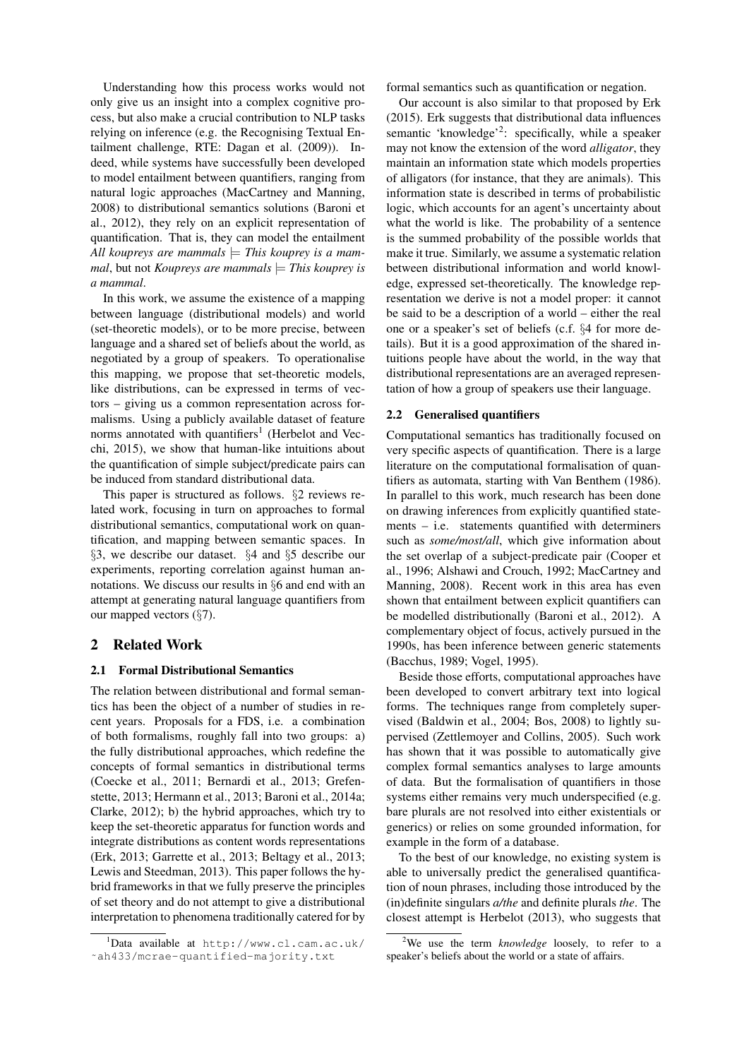Understanding how this process works would not only give us an insight into a complex cognitive process, but also make a crucial contribution to NLP tasks relying on inference (e.g. the Recognising Textual Entailment challenge, RTE: Dagan et al. (2009)). Indeed, while systems have successfully been developed to model entailment between quantifiers, ranging from natural logic approaches (MacCartney and Manning, 2008) to distributional semantics solutions (Baroni et al., 2012), they rely on an explicit representation of quantification. That is, they can model the entailment *All koupreys are mammals* $\models$ *This kouprey is a mammal*, but not *Koupreys are mammals* $\models$ *This kouprey is a mammal*.

In this work, we assume the existence of a mapping between language (distributional models) and world (set-theoretic models), or to be more precise, between language and a shared set of beliefs about the world, as negotiated by a group of speakers. To operationalise this mapping, we propose that set-theoretic models, like distributions, can be expressed in terms of vectors – giving us a common representation across formalisms. Using a publicly available dataset of feature norms annotated with quantifiers[1] (Herbelot and Vecchi, 2015), we show that human-like intuitions about the quantification of simple subject/predicate pairs can be induced from standard distributional data.

This paper is structured as follows. §2 reviews related work, focusing in turn on approaches to formal distributional semantics, computational work on quantification, and mapping between semantic spaces. In §3, we describe our dataset. §4 and §5 describe our experiments, reporting correlation against human annotations. We discuss our results in §6 and end with an attempt at generating natural language quantifiers from our mapped vectors (§7).

## 2 Related Work

### 2.1 Formal Distributional Semantics

The relation between distributional and formal semantics has been the object of a number of studies in recent years. Proposals for a FDS, i.e. a combination of both formalisms, roughly fall into two groups: a) the fully distributional approaches, which redefine the concepts of formal semantics in distributional terms (Coecke et al., 2011; Bernardi et al., 2013; Grefenstette, 2013; Hermann et al., 2013; Baroni et al., 2014a; Clarke, 2012); b) the hybrid approaches, which try to keep the set-theoretic apparatus for function words and integrate distributions as content words representations (Erk, 2013; Garrette et al., 2013; Beltagy et al., 2013; Lewis and Steedman, 2013). This paper follows the hybrid frameworks in that we fully preserve the principles of set theory and do not attempt to give a distributional interpretation to phenomena traditionally catered for by formal semantics such as quantification or negation.

Our account is also similar to that proposed by Erk (2015). Erk suggests that distributional data influences semantic 'knowledge'[2]: specifically, while a speaker may not know the extension of the word *alligator*, they maintain an information state which models properties of alligators (for instance, that they are animals). This information state is described in terms of probabilistic logic, which accounts for an agent's uncertainty about what the world is like. The probability of a sentence is the summed probability of the possible worlds that make it true. Similarly, we assume a systematic relation between distributional information and world knowledge, expressed set-theoretically. The knowledge representation we derive is not a model proper: it cannot be said to be a description of a world – either the real one or a speaker's set of beliefs (c.f. §4 for more details). But it is a good approximation of the shared intuitions people have about the world, in the way that distributional representations are an averaged representation of how a group of speakers use their language.

### 2.2 Generalised quantifiers

Computational semantics has traditionally focused on very specific aspects of quantification. There is a large literature on the computational formalisation of quantifiers as automata, starting with Van Benthem (1986). In parallel to this work, much research has been done on drawing inferences from explicitly quantified statements – i.e. statements quantified with determiners such as *some/most/all*, which give information about the set overlap of a subject-predicate pair (Cooper et al., 1996; Alshawi and Crouch, 1992; MacCartney and Manning, 2008). Recent work in this area has even shown that entailment between explicit quantifiers can be modelled distributionally (Baroni et al., 2012). A complementary object of focus, actively pursued in the 1990s, has been inference between generic statements (Bacchus, 1989; Vogel, 1995).

Beside those efforts, computational approaches have been developed to convert arbitrary text into logical forms. The techniques range from completely supervised (Baldwin et al., 2004; Bos, 2008) to lightly supervised (Zettlemoyer and Collins, 2005). Such work has shown that it was possible to automatically give complex formal semantics analyses to large amounts of data. But the formalisation of quantifiers in those systems either remains very much underspecified (e.g. bare plurals are not resolved into either existentials or generics) or relies on some grounded information, for example in the form of a database.

To the best of our knowledge, no existing system is able to universally predict the generalised quantification of noun phrases, including those introduced by the (in)definite singulars *a/the* and definite plurals *the*. The closest attempt is Herbelot (2013), who suggests that

[1] Data available at http://www.cl.cam.ac.uk/~ah433/mcrae-quantified-majority.txt

[2] We use the term *knowledge* loosely, to refer to a speaker's beliefs about the world or a state of affairs.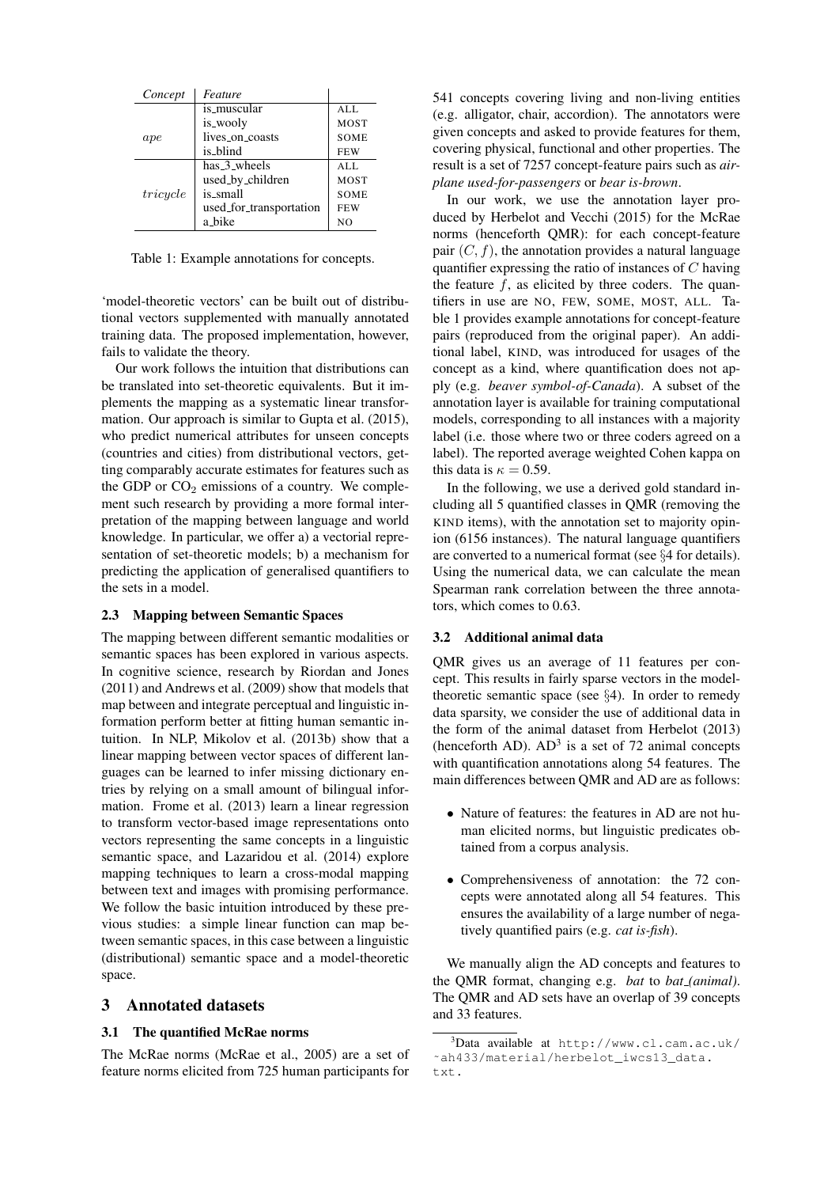| *Concept* | *Feature* | |
|---|---|---|
| *ape* | is_muscular | ALL |
| | is_wooly | MOST |
| | lives_on_coasts | SOME |
| | is_blind | FEW |
| *tricycle* | has_3_wheels | ALL |
| | used_by_children | MOST |
| | is_small | SOME |
| | used_for_transportation | FEW |
| | a_bike | NO |

Table 1: Example annotations for concepts.

'model-theoretic vectors' can be built out of distributional vectors supplemented with manually annotated training data. The proposed implementation, however, fails to validate the theory.

Our work follows the intuition that distributions can be translated into set-theoretic equivalents. But it implements the mapping as a systematic linear transformation. Our approach is similar to Gupta et al. (2015), who predict numerical attributes for unseen concepts (countries and cities) from distributional vectors, getting comparably accurate estimates for features such as the GDP or $CO_2$ emissions of a country. We complement such research by providing a more formal interpretation of the mapping between language and world knowledge. In particular, we offer a) a vectorial representation of set-theoretic models; b) a mechanism for predicting the application of generalised quantifiers to the sets in a model.

### 2.3 Mapping between Semantic Spaces

The mapping between different semantic modalities or semantic spaces has been explored in various aspects. In cognitive science, research by Riordan and Jones (2011) and Andrews et al. (2009) show that models that map between and integrate perceptual and linguistic information perform better at fitting human semantic intuition. In NLP, Mikolov et al. (2013b) show that a linear mapping between vector spaces of different languages can be learned to infer missing dictionary entries by relying on a small amount of bilingual information. Frome et al. (2013) learn a linear regression to transform vector-based image representations onto vectors representing the same concepts in a linguistic semantic space, and Lazaridou et al. (2014) explore mapping techniques to learn a cross-modal mapping between text and images with promising performance. We follow the basic intuition introduced by these previous studies: a simple linear function can map between semantic spaces, in this case between a linguistic (distributional) semantic space and a model-theoretic space.

## 3 Annotated datasets

### 3.1 The quantified McRae norms

The McRae norms (McRae et al., 2005) are a set of feature norms elicited from 725 human participants for 541 concepts covering living and non-living entities (e.g. alligator, chair, accordion). The annotators were given concepts and asked to provide features for them, covering physical, functional and other properties. The result is a set of 7257 concept-feature pairs such as *airplane used-for-passengers* or *bear is-brown*.

In our work, we use the annotation layer produced by Herbelot and Vecchi (2015) for the McRae norms (henceforth QMR): for each concept-feature pair $(C, f)$, the annotation provides a natural language quantifier expressing the ratio of instances of $C$ having the feature $f$, as elicited by three coders. The quantifiers in use are NO, FEW, SOME, MOST, ALL. Table 1 provides example annotations for concept-feature pairs (reproduced from the original paper). An additional label, KIND, was introduced for usages of the concept as a kind, where quantification does not apply (e.g. *beaver symbol-of-Canada*). A subset of the annotation layer is available for training computational models, corresponding to all instances with a majority label (i.e. those where two or three coders agreed on a label). The reported average weighted Cohen kappa on this data is $\kappa = 0.59$.

In the following, we use a derived gold standard including all 5 quantified classes in QMR (removing the KIND items), with the annotation set to majority opinion (6156 instances). The natural language quantifiers are converted to a numerical format (see §4 for details). Using the numerical data, we can calculate the mean Spearman rank correlation between the three annotators, which comes to 0.63.

### 3.2 Additional animal data

QMR gives us an average of 11 features per concept. This results in fairly sparse vectors in the model-theoretic semantic space (see §4). In order to remedy data sparsity, we consider the use of additional data in the form of the animal dataset from Herbelot (2013) (henceforth AD). AD[3] is a set of 72 animal concepts with quantification annotations along 54 features. The main differences between QMR and AD are as follows:

- Nature of features: the features in AD are not human elicited norms, but linguistic predicates obtained from a corpus analysis.
- Comprehensiveness of annotation: the 72 concepts were annotated along all 54 features. This ensures the availability of a large number of negatively quantified pairs (e.g. *cat is-fish*).

We manually align the AD concepts and features to the QMR format, changing e.g. *bat* to *bat_(animal)*. The QMR and AD sets have an overlap of 39 concepts and 33 features.

[3] Data available at http://www.cl.cam.ac.uk/~ah433/material/herbelot_iwcs13_data.txt.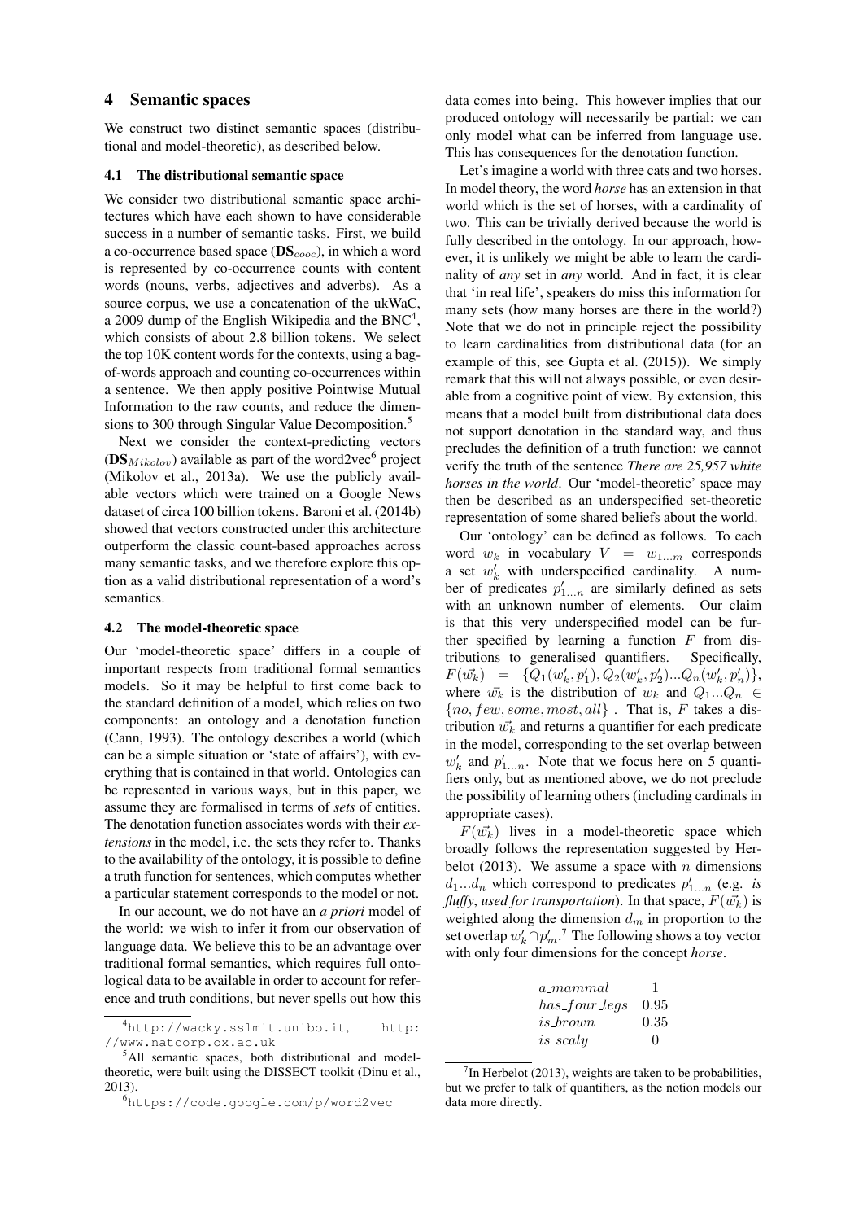## 4 Semantic spaces

We construct two distinct semantic spaces (distributional and model-theoretic), as described below.

### 4.1 The distributional semantic space

We consider two distributional semantic space architectures which have each shown to have considerable success in a number of semantic tasks. First, we build a co-occurrence based space ($\mathbf{DS}_{cooc}$), in which a word is represented by co-occurrence counts with content words (nouns, verbs, adjectives and adverbs). As a source corpus, we use a concatenation of the ukWaC, a 2009 dump of the English Wikipedia and the BNC[4], which consists of about 2.8 billion tokens. We select the top 10K content words for the contexts, using a bag-of-words approach and counting co-occurrences within a sentence. We then apply positive Pointwise Mutual Information to the raw counts, and reduce the dimensions to 300 through Singular Value Decomposition.[5]

Next we consider the context-predicting vectors ($\mathbf{DS}_{Mikolov}$) available as part of the word2vec[6] project (Mikolov et al., 2013a). We use the publicly available vectors which were trained on a Google News dataset of circa 100 billion tokens. Baroni et al. (2014b) showed that vectors constructed under this architecture outperform the classic count-based approaches across many semantic tasks, and we therefore explore this option as a valid distributional representation of a word's semantics.

### 4.2 The model-theoretic space

Our 'model-theoretic space' differs in a couple of important respects from traditional formal semantics models. So it may be helpful to first come back to the standard definition of a model, which relies on two components: an ontology and a denotation function (Cann, 1993). The ontology describes a world (which can be a simple situation or 'state of affairs'), with everything that is contained in that world. Ontologies can be represented in various ways, but in this paper, we assume they are formalised in terms of *sets* of entities. The denotation function associates words with their *extensions* in the model, i.e. the sets they refer to. Thanks to the availability of the ontology, it is possible to define a truth function for sentences, which computes whether a particular statement corresponds to the model or not.

In our account, we do not have an *a priori* model of the world: we wish to infer it from our observation of language data. We believe this to be an advantage over traditional formal semantics, which requires full ontological data to be available in order to account for reference and truth conditions, but never spells out how this data comes into being. This however implies that our produced ontology will necessarily be partial: we can only model what can be inferred from language use. This has consequences for the denotation function.

Let's imagine a world with three cats and two horses. In model theory, the word *horse* has an extension in that world which is the set of horses, with a cardinality of two. This can be trivially derived because the world is fully described in the ontology. In our approach, however, it is unlikely we might be able to learn the cardinality of *any* set in *any* world. And in fact, it is clear that 'in real life', speakers do miss this information for many sets (how many horses are there in the world?) Note that we do not in principle reject the possibility to learn cardinalities from distributional data (for an example of this, see Gupta et al. (2015)). We simply remark that this will not always possible, or even desirable from a cognitive point of view. By extension, this means that a model built from distributional data does not support denotation in the standard way, and thus precludes the definition of a truth function: we cannot verify the truth of the sentence *There are 25,957 white horses in the world*. Our 'model-theoretic' space may then be described as an underspecified set-theoretic representation of some shared beliefs about the world.

Our 'ontology' can be defined as follows. To each word $w_k$ in vocabulary $V = w_{1...m}$ corresponds a set $w'_k$ with underspecified cardinality. A number of predicates $p'_{1...n}$ are similarly defined as sets with an unknown number of elements. Our claim is that this very underspecified model can be further specified by learning a function $F$ from distributions to generalised quantifiers. Specifically, $F(\vec{w_k}) = \{Q_1(w'_k, p'_1), Q_2(w'_k, p'_2)...Q_n(w'_k, p'_n)\}$, where $\vec{w_k}$ is the distribution of $w_k$ and $Q_1...Q_n \in \{no, few, some, most, all\}$. That is, $F$ takes a distribution $\vec{w_k}$ and returns a quantifier for each predicate in the model, corresponding to the set overlap between $w'_k$ and $p'_{1...n}$. Note that we focus here on 5 quantifiers only, but as mentioned above, we do not preclude the possibility of learning others (including cardinals in appropriate cases).

$F(\vec{w_k})$ lives in a model-theoretic space which broadly follows the representation suggested by Herbelot (2013). We assume a space with $n$ dimensions $d_1...d_n$ which correspond to predicates $p'_{1...n}$ (e.g. *is fluffy*, *used for transportation*). In that space, $F(\vec{w_k})$ is weighted along the dimension $d_m$ in proportion to the set overlap $w'_k \cap p'_m$.[7] The following shows a toy vector with only four dimensions for the concept *horse*.

| | |
|---|---|
| $a\_mammal$ | 1 |
| $has\_four\_legs$ | 0.95 |
| $is\_brown$ | 0.35 |
| $is\_scaly$ | 0 |

[4] http://wacky.sslmit.unibo.it, http://www.natcorp.ox.ac.uk

[5] All semantic spaces, both distributional and model-theoretic, were built using the DISSECT toolkit (Dinu et al., 2013).

[6] https://code.google.com/p/word2vec

[7] In Herbelot (2013), weights are taken to be probabilities, but we prefer to talk of quantifiers, as the notion models our data more directly.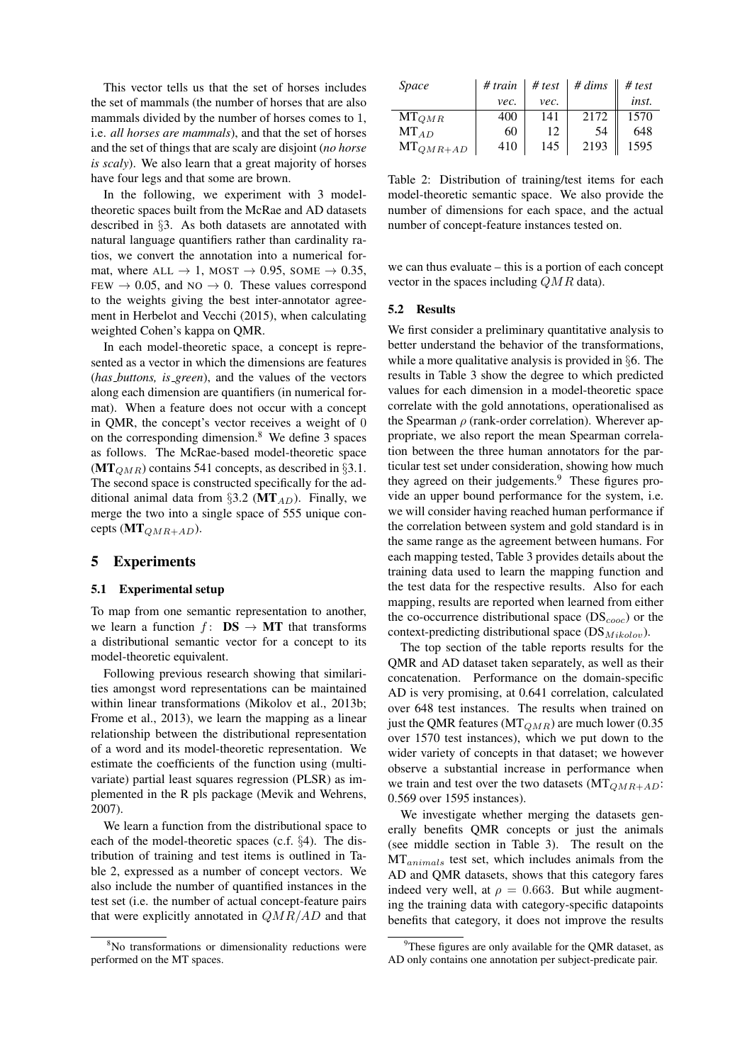This vector tells us that the set of horses includes the set of mammals (the number of horses that are also mammals divided by the number of horses comes to 1, i.e. *all horses are mammals*), and that the set of horses and the set of things that are scaly are disjoint (*no horse is scaly*). We also learn that a great majority of horses have four legs and that some are brown.

In the following, we experiment with 3 model-theoretic spaces built from the McRae and AD datasets described in §3. As both datasets are annotated with natural language quantifiers rather than cardinality ratios, we convert the annotation into a numerical format, where ALL → 1, MOST → 0.95, SOME → 0.35, FEW → 0.05, and NO → 0. These values correspond to the weights giving the best inter-annotator agreement in Herbelot and Vecchi (2015), when calculating weighted Cohen's kappa on QMR.

In each model-theoretic space, a concept is represented as a vector in which the dimensions are features (*has_buttons, is_green*), and the values of the vectors along each dimension are quantifiers (in numerical format). When a feature does not occur with a concept in QMR, the concept's vector receives a weight of 0 on the corresponding dimension.[8] We define 3 spaces as follows. The McRae-based model-theoretic space ($\mathbf{MT}_{QMR}$) contains 541 concepts, as described in §3.1. The second space is constructed specifically for the additional animal data from §3.2 ($\mathbf{MT}_{AD}$). Finally, we merge the two into a single space of 555 unique concepts ($\mathbf{MT}_{QMR+AD}$).

## 5 Experiments

### 5.1 Experimental setup

To map from one semantic representation to another, we learn a function $f\colon\ \mathbf{DS} \rightarrow \mathbf{MT}$ that transforms a distributional semantic vector for a concept to its model-theoretic equivalent.

Following previous research showing that similarities amongst word representations can be maintained within linear transformations (Mikolov et al., 2013b; Frome et al., 2013), we learn the mapping as a linear relationship between the distributional representation of a word and its model-theoretic representation. We estimate the coefficients of the function using (multivariate) partial least squares regression (PLSR) as implemented in the R pls package (Mevik and Wehrens, 2007).

We learn a function from the distributional space to each of the model-theoretic spaces (c.f. §4). The distribution of training and test items is outlined in Table 2, expressed as a number of concept vectors. We also include the number of quantified instances in the test set (i.e. the number of actual concept-feature pairs that were explicitly annotated in $QMR/AD$ and that we can thus evaluate – this is a portion of each concept vector in the spaces including $QMR$ data).

| *Space* | *# train vec.* | *# test vec.* | *# dims* | *# test inst.* |
|---|---|---|---|---|
| $\mathrm{MT}_{QMR}$ | 400 | 141 | 2172 | 1570 |
| $\mathrm{MT}_{AD}$ | 60 | 12 | 54 | 648 |
| $\mathrm{MT}_{QMR+AD}$ | 410 | 145 | 2193 | 1595 |

Table 2: Distribution of training/test items for each model-theoretic semantic space. We also provide the number of dimensions for each space, and the actual number of concept-feature instances tested on.

### 5.2 Results

We first consider a preliminary quantitative analysis to better understand the behavior of the transformations, while a more qualitative analysis is provided in §6. The results in Table 3 show the degree to which predicted values for each dimension in a model-theoretic space correlate with the gold annotations, operationalised as the Spearman $\rho$ (rank-order correlation). Wherever appropriate, we also report the mean Spearman correlation between the three human annotators for the particular test set under consideration, showing how much they agreed on their judgements.[9] These figures provide an upper bound performance for the system, i.e. we will consider having reached human performance if the correlation between system and gold standard is in the same range as the agreement between humans. For each mapping tested, Table 3 provides details about the training data used to learn the mapping function and the test data for the respective results. Also for each mapping, results are reported when learned from either the co-occurrence distributional space ($\mathrm{DS}_{cooc}$) or the context-predicting distributional space ($\mathrm{DS}_{Mikolov}$).

The top section of the table reports results for the QMR and AD dataset taken separately, as well as their concatenation. Performance on the domain-specific AD is very promising, at 0.641 correlation, calculated over 648 test instances. The results when trained on just the QMR features ($\mathrm{MT}_{QMR}$) are much lower (0.35 over 1570 test instances), which we put down to the wider variety of concepts in that dataset; we however observe a substantial increase in performance when we train and test over the two datasets ($\mathrm{MT}_{QMR+AD}$: 0.569 over 1595 instances).

We investigate whether merging the datasets generally benefits QMR concepts or just the animals (see middle section in Table 3). The result on the $\mathrm{MT}_{animals}$ test set, which includes animals from the AD and QMR datasets, shows that this category fares indeed very well, at $\rho = 0.663$. But while augmenting the training data with category-specific datapoints benefits that category, it does not improve the results

[8] No transformations or dimensionality reductions were performed on the MT spaces.

[9] These figures are only available for the QMR dataset, as AD only contains one annotation per subject-predicate pair.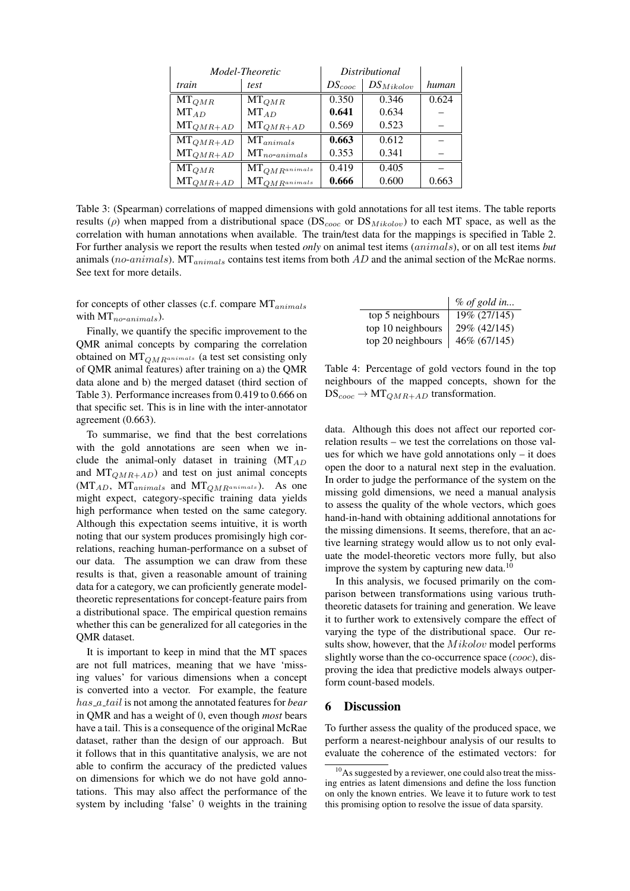| *Model-Theoretic* | | *Distributional* | | |
|---|---|---|---|---|
| *train* | *test* | $DS_{cooc}$ | $DS_{Mikolov}$ | *human* |
| $MT_{QMR}$ | $MT_{QMR}$ | 0.350 | 0.346 | 0.624 |
| $MT_{AD}$ | $MT_{AD}$ | **0.641** | 0.634 | – |
| $MT_{QMR+AD}$ | $MT_{QMR+AD}$ | 0.569 | 0.523 | – |
| $MT_{QMR+AD}$ | $MT_{animals}$ | **0.663** | 0.612 | – |
| $MT_{QMR+AD}$ | $MT_{no\text{-}animals}$ | 0.353 | 0.341 | – |
| $MT_{QMR}$ | $MT_{QMR^{animals}}$ | 0.419 | 0.405 | – |
| $MT_{QMR+AD}$ | $MT_{QMR^{animals}}$ | **0.666** | 0.600 | 0.663 |

Table 3: (Spearman) correlations of mapped dimensions with gold annotations for all test items. The table reports results ($\rho$) when mapped from a distributional space ($DS_{cooc}$ or $DS_{Mikolov}$) to each MT space, as well as the correlation with human annotations when available. The train/test data for the mappings is specified in Table 2. For further analysis we report the results when tested *only* on animal test items ($animals$), or on all test items *but* animals ($no\text{-}animals$). $MT_{animals}$ contains test items from both $AD$ and the animal section of the McRae norms. See text for more details.

for concepts of other classes (c.f. compare $MT_{animals}$ with $MT_{no\text{-}animals}$).

Finally, we quantify the specific improvement to the QMR animal concepts by comparing the correlation obtained on $MT_{QMR^{animals}}$ (a test set consisting only of QMR animal features) after training on a) the QMR data alone and b) the merged dataset (third section of Table 3). Performance increases from 0.419 to 0.666 on that specific set. This is in line with the inter-annotator agreement (0.663).

To summarise, we find that the best correlations with the gold annotations are seen when we include the animal-only dataset in training ($MT_{AD}$ and $MT_{QMR+AD}$) and test on just animal concepts ($MT_{AD}$, $MT_{animals}$ and $MT_{QMR^{animals}}$). As one might expect, category-specific training data yields high performance when tested on the same category. Although this expectation seems intuitive, it is worth noting that our system produces promisingly high correlations, reaching human-performance on a subset of our data. The assumption we can draw from these results is that, given a reasonable amount of training data for a category, we can proficiently generate model-theoretic representations for concept-feature pairs from a distributional space. The empirical question remains whether this can be generalized for all categories in the QMR dataset.

It is important to keep in mind that the MT spaces are not full matrices, meaning that we have 'missing values' for various dimensions when a concept is converted into a vector. For example, the feature $has\_a\_tail$ is not among the annotated features for *bear* in QMR and has a weight of 0, even though *most* bears have a tail. This is a consequence of the original McRae dataset, rather than the design of our approach. But it follows that in this quantitative analysis, we are not able to confirm the accuracy of the predicted values on dimensions for which we do not have gold annotations. This may also affect the performance of the system by including 'false' 0 weights in the training data. Although this does not affect our reported correlation results – we test the correlations on those values for which we have gold annotations only – it does open the door to a natural next step in the evaluation. In order to judge the performance of the system on the missing gold dimensions, we need a manual analysis to assess the quality of the whole vectors, which goes hand-in-hand with obtaining additional annotations for the missing dimensions. It seems, therefore, that an active learning strategy would allow us to not only evaluate the model-theoretic vectors more fully, but also improve the system by capturing new data.[10]

| | *% of gold in...* |
|---|---|
| top 5 neighbours | 19% (27/145) |
| top 10 neighbours | 29% (42/145) |
| top 20 neighbours | 46% (67/145) |

Table 4: Percentage of gold vectors found in the top neighbours of the mapped concepts, shown for the $DS_{cooc} \rightarrow MT_{QMR+AD}$ transformation.

In this analysis, we focused primarily on the comparison between transformations using various truth-theoretic datasets for training and generation. We leave it to further work to extensively compare the effect of varying the type of the distributional space. Our results show, however, that the $Mikolov$ model performs slightly worse than the co-occurrence space ($cooc$), disproving the idea that predictive models always outperform count-based models.

## 6 Discussion

To further assess the quality of the produced space, we perform a nearest-neighbour analysis of our results to evaluate the coherence of the estimated vectors: for

[10] As suggested by a reviewer, one could also treat the missing entries as latent dimensions and define the loss function on only the known entries. We leave it to future work to test this promising option to resolve the issue of data sparsity.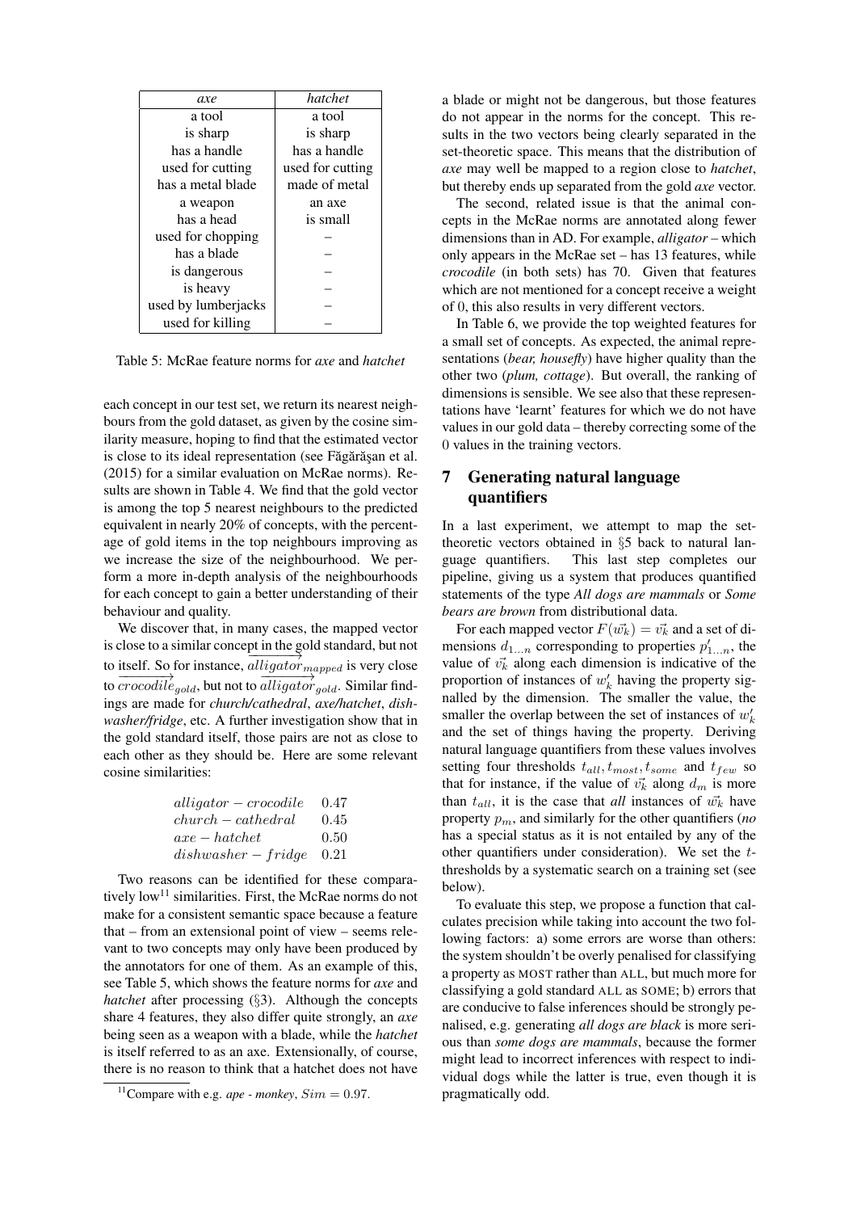| *axe* | *hatchet* |
|---|---|
| a tool | a tool |
| is sharp | is sharp |
| has a handle | has a handle |
| used for cutting | used for cutting |
| has a metal blade | made of metal |
| a weapon | an axe |
| has a head | is small |
| used for chopping | – |
| has a blade | – |
| is dangerous | – |
| is heavy | – |
| used by lumberjacks | – |
| used for killing | – |

Table 5: McRae feature norms for *axe* and *hatchet*

each concept in our test set, we return its nearest neighbours from the gold dataset, as given by the cosine similarity measure, hoping to find that the estimated vector is close to its ideal representation (see Făgărăşan et al. (2015) for a similar evaluation on McRae norms). Results are shown in Table 4. We find that the gold vector is among the top 5 nearest neighbours to the predicted equivalent in nearly 20% of concepts, with the percentage of gold items in the top neighbours improving as we increase the size of the neighbourhood. We perform a more in-depth analysis of the neighbourhoods for each concept to gain a better understanding of their behaviour and quality.

We discover that, in many cases, the mapped vector is close to a similar concept in the gold standard, but not to itself. So for instance, $\overrightarrow{alligator}_{mapped}$ is very close to $\overrightarrow{crocodile}_{gold}$, but not to $\overrightarrow{alligator}_{gold}$. Similar findings are made for *church/cathedral*, *axe/hatchet*, *dishwasher/fridge*, etc. A further investigation show that in the gold standard itself, those pairs are not as close to each other as they should be. Here are some relevant cosine similarities:

| | |
|---|---|
| $alligator - crocodile$ | 0.47 |
| $church - cathedral$ | 0.45 |
| $axe - hatchet$ | 0.50 |
| $dishwasher - fridge$ | 0.21 |

Two reasons can be identified for these comparatively low[11] similarities. First, the McRae norms do not make for a consistent semantic space because a feature that – from an extensional point of view – seems relevant to two concepts may only have been produced by the annotators for one of them. As an example of this, see Table 5, which shows the feature norms for *axe* and *hatchet* after processing (§3). Although the concepts share 4 features, they also differ quite strongly, an *axe* being seen as a weapon with a blade, while the *hatchet* is itself referred to as an axe. Extensionally, of course, there is no reason to think that a hatchet does not have a blade or might not be dangerous, but those features do not appear in the norms for the concept. This results in the two vectors being clearly separated in the set-theoretic space. This means that the distribution of *axe* may well be mapped to a region close to *hatchet*, but thereby ends up separated from the gold *axe* vector.

The second, related issue is that the animal concepts in the McRae norms are annotated along fewer dimensions than in AD. For example, *alligator* – which only appears in the McRae set – has 13 features, while *crocodile* (in both sets) has 70. Given that features which are not mentioned for a concept receive a weight of 0, this also results in very different vectors.

In Table 6, we provide the top weighted features for a small set of concepts. As expected, the animal representations (*bear, housefly*) have higher quality than the other two (*plum, cottage*). But overall, the ranking of dimensions is sensible. We see also that these representations have 'learnt' features for which we do not have values in our gold data – thereby correcting some of the 0 values in the training vectors.

## 7 Generating natural language quantifiers

In a last experiment, we attempt to map the set-theoretic vectors obtained in §5 back to natural language quantifiers. This last step completes our pipeline, giving us a system that produces quantified statements of the type *All dogs are mammals* or *Some bears are brown* from distributional data.

For each mapped vector $F(\vec{w_k}) = \vec{v_k}$ and a set of dimensions $d_{1...n}$ corresponding to properties $p'_{1...n}$, the value of $\vec{v_k}$ along each dimension is indicative of the proportion of instances of $w'_k$ having the property signalled by the dimension. The smaller the value, the smaller the overlap between the set of instances of $w'_k$ and the set of things having the property. Deriving natural language quantifiers from these values involves setting four thresholds $t_{all}, t_{most}, t_{some}$ and $t_{few}$ so that for instance, if the value of $\vec{v_k}$ along $d_m$ is more than $t_{all}$, it is the case that *all* instances of $\vec{w_k}$ have property $p_m$, and similarly for the other quantifiers (*no* has a special status as it is not entailed by any of the other quantifiers under consideration). We set the $t$-thresholds by a systematic search on a training set (see below).

To evaluate this step, we propose a function that calculates precision while taking into account the two following factors: a) some errors are worse than others: the system shouldn't be overly penalised for classifying a property as MOST rather than ALL, but much more for classifying a gold standard ALL as SOME; b) errors that are conducive to false inferences should be strongly penalised, e.g. generating *all dogs are black* is more serious than *some dogs are mammals*, because the former might lead to incorrect inferences with respect to individual dogs while the latter is true, even though it is pragmatically odd.

[11] Compare with e.g. *ape - monkey*, $Sim = 0.97$.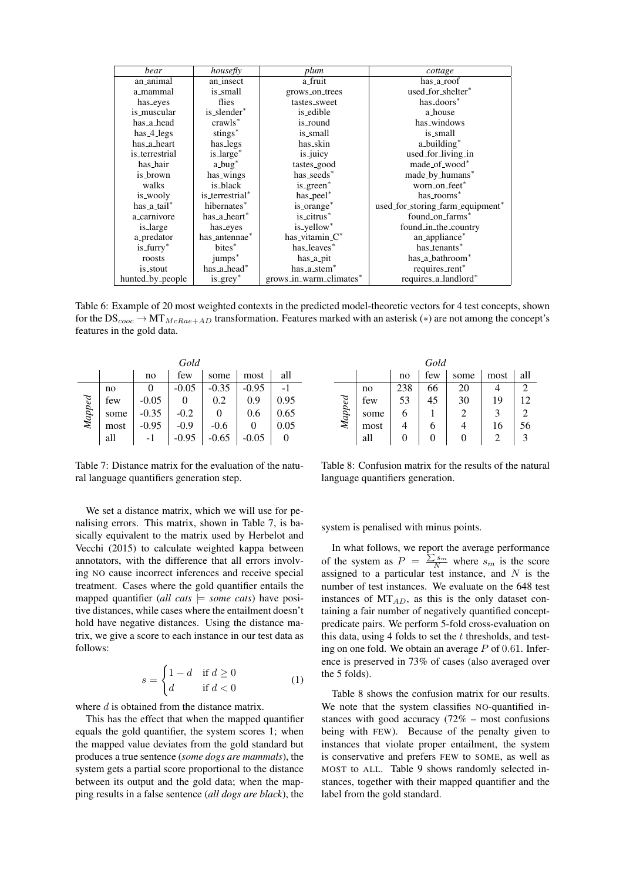| *bear* | *housefly* | *plum* | *cottage* |
|---|---|---|---|
| an_animal | an_insect | a_fruit | has_a_roof |
| a_mammal | is_small | grows_on_trees | used_for_shelter* |
| has_eyes | flies | tastes_sweet | has_doors* |
| is_muscular | is_slender* | is_edible | a_house |
| has_a_head | crawls* | is_round | has_windows |
| has_4_legs | stings* | is_small | is_small |
| has_a_heart | has_legs | has_skin | a_building* |
| is_terrestrial | is_large* | is_juicy | used_for_living_in |
| has_hair | a_bug* | tastes_good | made_of_wood* |
| is_brown | has_wings | has_seeds* | made_by_humans* |
| walks | is_black | is_green* | worn_on_feet* |
| is_wooly | is_terrestrial* | has_peel* | has_rooms* |
| has_a_tail* | hibernates* | is_orange* | used_for_storing_farm_equipment* |
| a_carnivore | has_a_heart* | is_citrus* | found_on_farms* |
| is_large | has_eyes | is_yellow* | found_in_the_country |
| a_predator | has_antennae* | has_vitamin_C* | an_appliance* |
| is_furry* | bites* | has_leaves* | has_tenants* |
| roosts | jumps* | has_a_pit | has_a_bathroom* |
| is_stout | has_a_head* | has_a_stem* | requires_rent* |
| hunted_by_people | is_grey* | grows_in_warm_climates* | requires_a_landlord* |

Table 6: Example of 20 most weighted contexts in the predicted model-theoretic vectors for 4 test concepts, shown for the $\text{DS}_{cooc} \rightarrow \text{MT}_{McRae+AD}$ transformation. Features marked with an asterisk (*) are not among the concept's features in the gold data.

| | | *Gold* | | | | |
|---|---|---|---|---|---|---|
| | | no | few | some | most | all |
| *Mapped* | no | 0 | -0.05 | -0.35 | -0.95 | -1 |
| | few | -0.05 | 0 | 0.2 | 0.9 | 0.95 |
| | some | -0.35 | -0.2 | 0 | 0.6 | 0.65 |
| | most | -0.95 | -0.9 | -0.6 | 0 | 0.05 |
| | all | -1 | -0.95 | -0.65 | -0.05 | 0 |

Table 7: Distance matrix for the evaluation of the natural language quantifiers generation step.

| | | *Gold* | | | | |
|---|---|---|---|---|---|---|
| | | no | few | some | most | all |
| *Mapped* | no | 238 | 66 | 20 | 4 | 2 |
| | few | 53 | 45 | 30 | 19 | 12 |
| | some | 6 | 1 | 2 | 3 | 2 |
| | most | 4 | 6 | 4 | 16 | 56 |
| | all | 0 | 0 | 0 | 2 | 3 |

Table 8: Confusion matrix for the results of the natural language quantifiers generation.

We set a distance matrix, which we will use for penalising errors. This matrix, shown in Table 7, is basically equivalent to the matrix used by Herbelot and Vecchi (2015) to calculate weighted kappa between annotators, with the difference that all errors involving NO cause incorrect inferences and receive special treatment. Cases where the gold quantifier entails the mapped quantifier (*all cats* $\models$ *some cats*) have positive distances, while cases where the entailment doesn't hold have negative distances. Using the distance matrix, we give a score to each instance in our test data as follows:

$$s = \begin{cases} 1 - d & \text{if } d \geq 0 \\ d & \text{if } d < 0 \end{cases} \tag{1}$$

where $d$ is obtained from the distance matrix.

This has the effect that when the mapped quantifier equals the gold quantifier, the system scores 1; when the mapped value deviates from the gold standard but produces a true sentence (*some dogs are mammals*), the system gets a partial score proportional to the distance between its output and the gold data; when the mapping results in a false sentence (*all dogs are black*), the system is penalised with minus points.

In what follows, we report the average performance of the system as $P = \frac{\sum s_m}{N}$ where $s_m$ is the score assigned to a particular test instance, and $N$ is the number of test instances. We evaluate on the 648 test instances of $\text{MT}_{AD}$, as this is the only dataset containing a fair number of negatively quantified concept-predicate pairs. We perform 5-fold cross-evaluation on this data, using 4 folds to set the $t$ thresholds, and testing on one fold. We obtain an average $P$ of 0.61. Inference is preserved in 73% of cases (also averaged over the 5 folds).

Table 8 shows the confusion matrix for our results. We note that the system classifies NO-quantified instances with good accuracy (72% – most confusions being with FEW). Because of the penalty given to instances that violate proper entailment, the system is conservative and prefers FEW to SOME, as well as MOST to ALL. Table 9 shows randomly selected instances, together with their mapped quantifier and the label from the gold standard.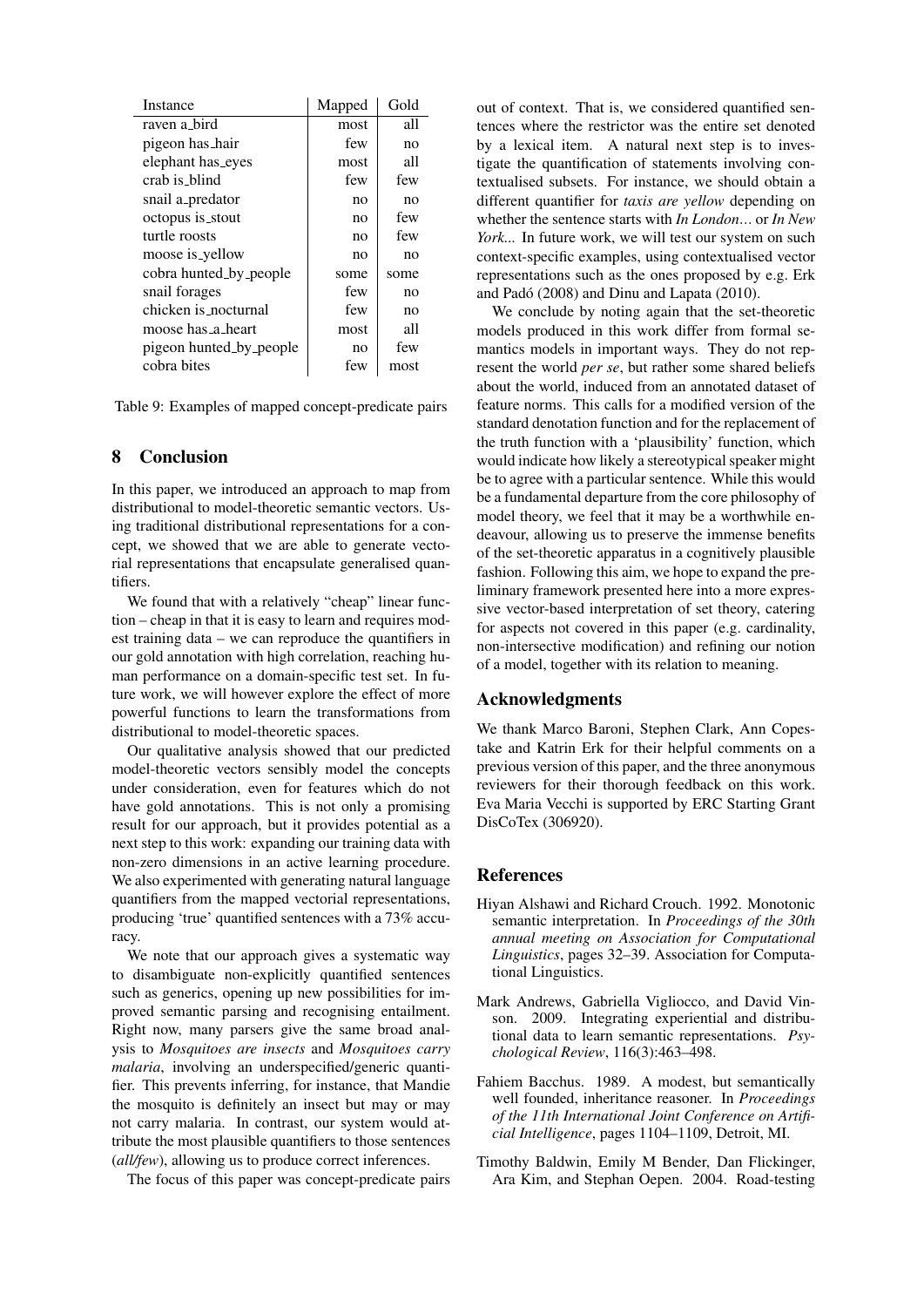| Instance | Mapped | Gold |
|---|---|---|
| raven a_bird | most | all |
| pigeon has_hair | few | no |
| elephant has_eyes | most | all |
| crab is_blind | few | few |
| snail a_predator | no | no |
| octopus is_stout | no | few |
| turtle roosts | no | few |
| moose is_yellow | no | no |
| cobra hunted_by_people | some | some |
| snail forages | few | no |
| chicken is_nocturnal | few | no |
| moose has_a_heart | most | all |
| pigeon hunted_by_people | no | few |
| cobra bites | few | most |

Table 9: Examples of mapped concept-predicate pairs

## 8 Conclusion

In this paper, we introduced an approach to map from distributional to model-theoretic semantic vectors. Using traditional distributional representations for a concept, we showed that we are able to generate vectorial representations that encapsulate generalised quantifiers.

We found that with a relatively "cheap" linear function – cheap in that it is easy to learn and requires modest training data – we can reproduce the quantifiers in our gold annotation with high correlation, reaching human performance on a domain-specific test set. In future work, we will however explore the effect of more powerful functions to learn the transformations from distributional to model-theoretic spaces.

Our qualitative analysis showed that our predicted model-theoretic vectors sensibly model the concepts under consideration, even for features which do not have gold annotations. This is not only a promising result for our approach, but it provides potential as a next step to this work: expanding our training data with non-zero dimensions in an active learning procedure. We also experimented with generating natural language quantifiers from the mapped vectorial representations, producing 'true' quantified sentences with a 73% accuracy.

We note that our approach gives a systematic way to disambiguate non-explicitly quantified sentences such as generics, opening up new possibilities for improved semantic parsing and recognising entailment. Right now, many parsers give the same broad analysis to *Mosquitoes are insects* and *Mosquitoes carry malaria*, involving an underspecified/generic quantifier. This prevents inferring, for instance, that Mandie the mosquito is definitely an insect but may or may not carry malaria. In contrast, our system would attribute the most plausible quantifiers to those sentences (*all/few*), allowing us to produce correct inferences.

The focus of this paper was concept-predicate pairs out of context. That is, we considered quantified sentences where the restrictor was the entire set denoted by a lexical item. A natural next step is to investigate the quantification of statements involving contextualised subsets. For instance, we should obtain a different quantifier for *taxis are yellow* depending on whether the sentence starts with *In London...* or *In New York...* In future work, we will test our system on such context-specific examples, using contextualised vector representations such as the ones proposed by e.g. Erk and Padó (2008) and Dinu and Lapata (2010).

We conclude by noting again that the set-theoretic models produced in this work differ from formal semantics models in important ways. They do not represent the world *per se*, but rather some shared beliefs about the world, induced from an annotated dataset of feature norms. This calls for a modified version of the standard denotation function and for the replacement of the truth function with a 'plausibility' function, which would indicate how likely a stereotypical speaker might be to agree with a particular sentence. While this would be a fundamental departure from the core philosophy of model theory, we feel that it may be a worthwhile endeavour, allowing us to preserve the immense benefits of the set-theoretic apparatus in a cognitively plausible fashion. Following this aim, we hope to expand the preliminary framework presented here into a more expressive vector-based interpretation of set theory, catering for aspects not covered in this paper (e.g. cardinality, non-intersective modification) and refining our notion of a model, together with its relation to meaning.

## Acknowledgments

We thank Marco Baroni, Stephen Clark, Ann Copestake and Katrin Erk for their helpful comments on a previous version of this paper, and the three anonymous reviewers for their thorough feedback on this work. Eva Maria Vecchi is supported by ERC Starting Grant DisCoTex (306920).

## References

Hiyan Alshawi and Richard Crouch. 1992. Monotonic semantic interpretation. In *Proceedings of the 30th annual meeting on Association for Computational Linguistics*, pages 32–39. Association for Computational Linguistics.

Mark Andrews, Gabriella Vigliocco, and David Vinson. 2009. Integrating experiential and distributional data to learn semantic representations. *Psychological Review*, 116(3):463–498.

Fahiem Bacchus. 1989. A modest, but semantically well founded, inheritance reasoner. In *Proceedings of the 11th International Joint Conference on Artificial Intelligence*, pages 1104–1109, Detroit, MI.

Timothy Baldwin, Emily M Bender, Dan Flickinger, Ara Kim, and Stephan Oepen. 2004. Road-testing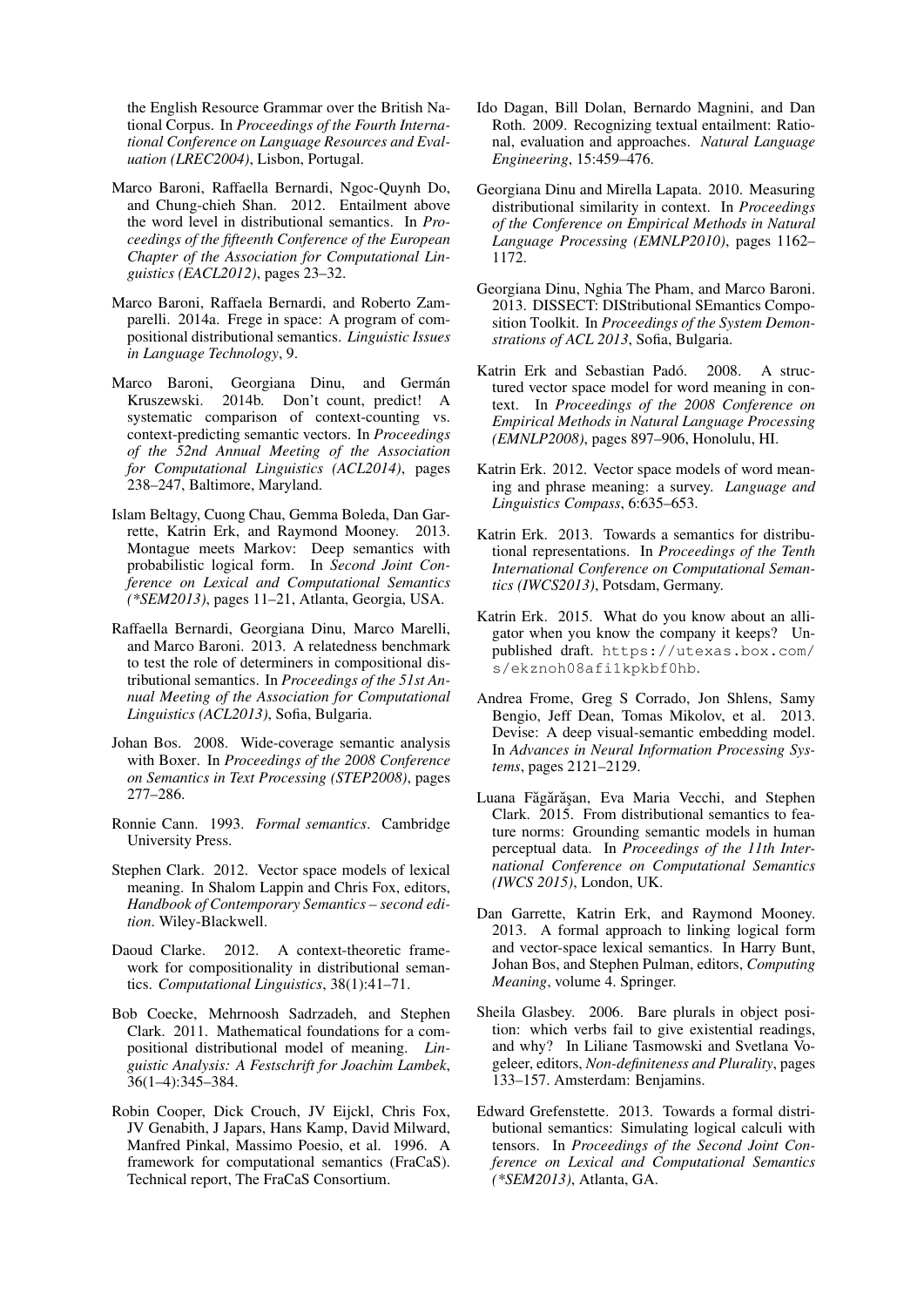the English Resource Grammar over the British National Corpus. In *Proceedings of the Fourth International Conference on Language Resources and Evaluation (LREC2004)*, Lisbon, Portugal.

Marco Baroni, Raffaella Bernardi, Ngoc-Quynh Do, and Chung-chieh Shan. 2012. Entailment above the word level in distributional semantics. In *Proceedings of the fifteenth Conference of the European Chapter of the Association for Computational Linguistics (EACL2012)*, pages 23–32.

Marco Baroni, Raffaela Bernardi, and Roberto Zamparelli. 2014a. Frege in space: A program of compositional distributional semantics. *Linguistic Issues in Language Technology*, 9.

Marco Baroni, Georgiana Dinu, and Germán Kruszewski. 2014b. Don't count, predict! A systematic comparison of context-counting vs. context-predicting semantic vectors. In *Proceedings of the 52nd Annual Meeting of the Association for Computational Linguistics (ACL2014)*, pages 238–247, Baltimore, Maryland.

Islam Beltagy, Cuong Chau, Gemma Boleda, Dan Garrette, Katrin Erk, and Raymond Mooney. 2013. Montague meets Markov: Deep semantics with probabilistic logical form. In *Second Joint Conference on Lexical and Computational Semantics (\*SEM2013)*, pages 11–21, Atlanta, Georgia, USA.

Raffaella Bernardi, Georgiana Dinu, Marco Marelli, and Marco Baroni. 2013. A relatedness benchmark to test the role of determiners in compositional distributional semantics. In *Proceedings of the 51st Annual Meeting of the Association for Computational Linguistics (ACL2013)*, Sofia, Bulgaria.

Johan Bos. 2008. Wide-coverage semantic analysis with Boxer. In *Proceedings of the 2008 Conference on Semantics in Text Processing (STEP2008)*, pages 277–286.

Ronnie Cann. 1993. *Formal semantics*. Cambridge University Press.

Stephen Clark. 2012. Vector space models of lexical meaning. In Shalom Lappin and Chris Fox, editors, *Handbook of Contemporary Semantics – second edition*. Wiley-Blackwell.

Daoud Clarke. 2012. A context-theoretic framework for compositionality in distributional semantics. *Computational Linguistics*, 38(1):41–71.

Bob Coecke, Mehrnoosh Sadrzadeh, and Stephen Clark. 2011. Mathematical foundations for a compositional distributional model of meaning. *Linguistic Analysis: A Festschrift for Joachim Lambek*, 36(1–4):345–384.

Robin Cooper, Dick Crouch, JV Eijckl, Chris Fox, JV Genabith, J Japars, Hans Kamp, David Milward, Manfred Pinkal, Massimo Poesio, et al. 1996. A framework for computational semantics (FraCaS). Technical report, The FraCaS Consortium.

Ido Dagan, Bill Dolan, Bernardo Magnini, and Dan Roth. 2009. Recognizing textual entailment: Rational, evaluation and approaches. *Natural Language Engineering*, 15:459–476.

Georgiana Dinu and Mirella Lapata. 2010. Measuring distributional similarity in context. In *Proceedings of the Conference on Empirical Methods in Natural Language Processing (EMNLP2010)*, pages 1162–1172.

Georgiana Dinu, Nghia The Pham, and Marco Baroni. 2013. DISSECT: DIStributional SEmantics Composition Toolkit. In *Proceedings of the System Demonstrations of ACL 2013*, Sofia, Bulgaria.

Katrin Erk and Sebastian Padó. 2008. A structured vector space model for word meaning in context. In *Proceedings of the 2008 Conference on Empirical Methods in Natural Language Processing (EMNLP2008)*, pages 897–906, Honolulu, HI.

Katrin Erk. 2012. Vector space models of word meaning and phrase meaning: a survey. *Language and Linguistics Compass*, 6:635–653.

Katrin Erk. 2013. Towards a semantics for distributional representations. In *Proceedings of the Tenth International Conference on Computational Semantics (IWCS2013)*, Potsdam, Germany.

Katrin Erk. 2015. What do you know about an alligator when you know the company it keeps? Unpublished draft. https://utexas.box.com/s/ekznoh08afi1kpkbf0hb.

Andrea Frome, Greg S Corrado, Jon Shlens, Samy Bengio, Jeff Dean, Tomas Mikolov, et al. 2013. Devise: A deep visual-semantic embedding model. In *Advances in Neural Information Processing Systems*, pages 2121–2129.

Luana Făgărăşan, Eva Maria Vecchi, and Stephen Clark. 2015. From distributional semantics to feature norms: Grounding semantic models in human perceptual data. In *Proceedings of the 11th International Conference on Computational Semantics (IWCS 2015)*, London, UK.

Dan Garrette, Katrin Erk, and Raymond Mooney. 2013. A formal approach to linking logical form and vector-space lexical semantics. In Harry Bunt, Johan Bos, and Stephen Pulman, editors, *Computing Meaning*, volume 4. Springer.

Sheila Glasbey. 2006. Bare plurals in object position: which verbs fail to give existential readings, and why? In Liliane Tasmowski and Svetlana Vogeleer, editors, *Non-definiteness and Plurality*, pages 133–157. Amsterdam: Benjamins.

Edward Grefenstette. 2013. Towards a formal distributional semantics: Simulating logical calculi with tensors. In *Proceedings of the Second Joint Conference on Lexical and Computational Semantics (\*SEM2013)*, Atlanta, GA.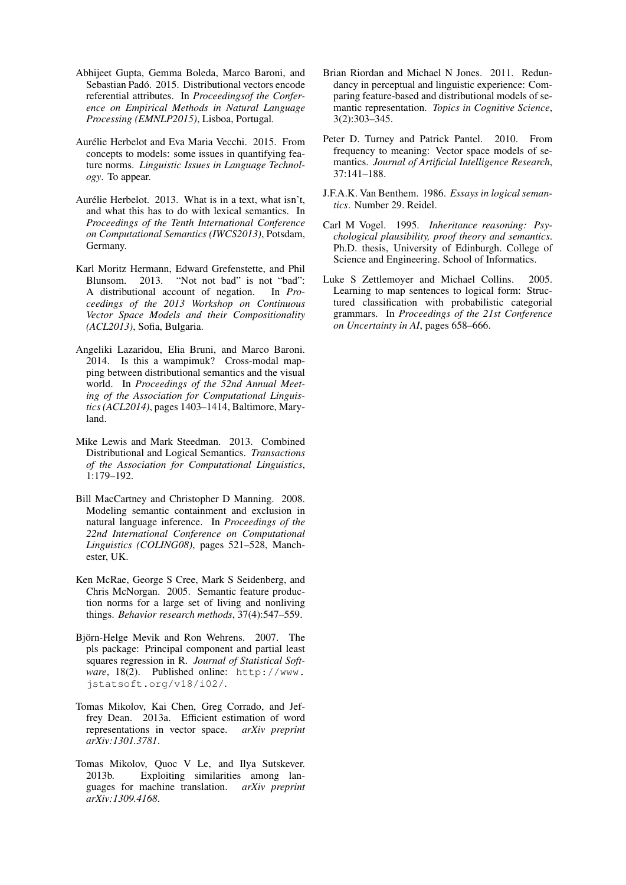Abhijeet Gupta, Gemma Boleda, Marco Baroni, and Sebastian Padó. 2015. Distributional vectors encode referential attributes. In *Proceedingsof the Conference on Empirical Methods in Natural Language Processing (EMNLP2015)*, Lisboa, Portugal.

Aurélie Herbelot and Eva Maria Vecchi. 2015. From concepts to models: some issues in quantifying feature norms. *Linguistic Issues in Language Technology*. To appear.

Aurélie Herbelot. 2013. What is in a text, what isn't, and what this has to do with lexical semantics. In *Proceedings of the Tenth International Conference on Computational Semantics (IWCS2013)*, Potsdam, Germany.

Karl Moritz Hermann, Edward Grefenstette, and Phil Blunsom. 2013. "Not not bad" is not "bad": A distributional account of negation. In *Proceedings of the 2013 Workshop on Continuous Vector Space Models and their Compositionality (ACL2013)*, Sofia, Bulgaria.

Angeliki Lazaridou, Elia Bruni, and Marco Baroni. 2014. Is this a wampimuk? Cross-modal mapping between distributional semantics and the visual world. In *Proceedings of the 52nd Annual Meeting of the Association for Computational Linguistics (ACL2014)*, pages 1403–1414, Baltimore, Maryland.

Mike Lewis and Mark Steedman. 2013. Combined Distributional and Logical Semantics. *Transactions of the Association for Computational Linguistics*, 1:179–192.

Bill MacCartney and Christopher D Manning. 2008. Modeling semantic containment and exclusion in natural language inference. In *Proceedings of the 22nd International Conference on Computational Linguistics (COLING08)*, pages 521–528, Manchester, UK.

Ken McRae, George S Cree, Mark S Seidenberg, and Chris McNorgan. 2005. Semantic feature production norms for a large set of living and nonliving things. *Behavior research methods*, 37(4):547–559.

Björn-Helge Mevik and Ron Wehrens. 2007. The pls package: Principal component and partial least squares regression in R. *Journal of Statistical Software*, 18(2). Published online: http://www.jstatsoft.org/v18/i02/.

Tomas Mikolov, Kai Chen, Greg Corrado, and Jeffrey Dean. 2013a. Efficient estimation of word representations in vector space. *arXiv preprint arXiv:1301.3781*.

Tomas Mikolov, Quoc V Le, and Ilya Sutskever. 2013b. Exploiting similarities among languages for machine translation. *arXiv preprint arXiv:1309.4168*.

Brian Riordan and Michael N Jones. 2011. Redundancy in perceptual and linguistic experience: Comparing feature-based and distributional models of semantic representation. *Topics in Cognitive Science*, 3(2):303–345.

Peter D. Turney and Patrick Pantel. 2010. From frequency to meaning: Vector space models of semantics. *Journal of Artificial Intelligence Research*, 37:141–188.

J.F.A.K. Van Benthem. 1986. *Essays in logical semantics*. Number 29. Reidel.

Carl M Vogel. 1995. *Inheritance reasoning: Psychological plausibility, proof theory and semantics*. Ph.D. thesis, University of Edinburgh. College of Science and Engineering. School of Informatics.

Luke S Zettlemoyer and Michael Collins. 2005. Learning to map sentences to logical form: Structured classification with probabilistic categorial grammars. In *Proceedings of the 21st Conference on Uncertainty in AI*, pages 658–666.